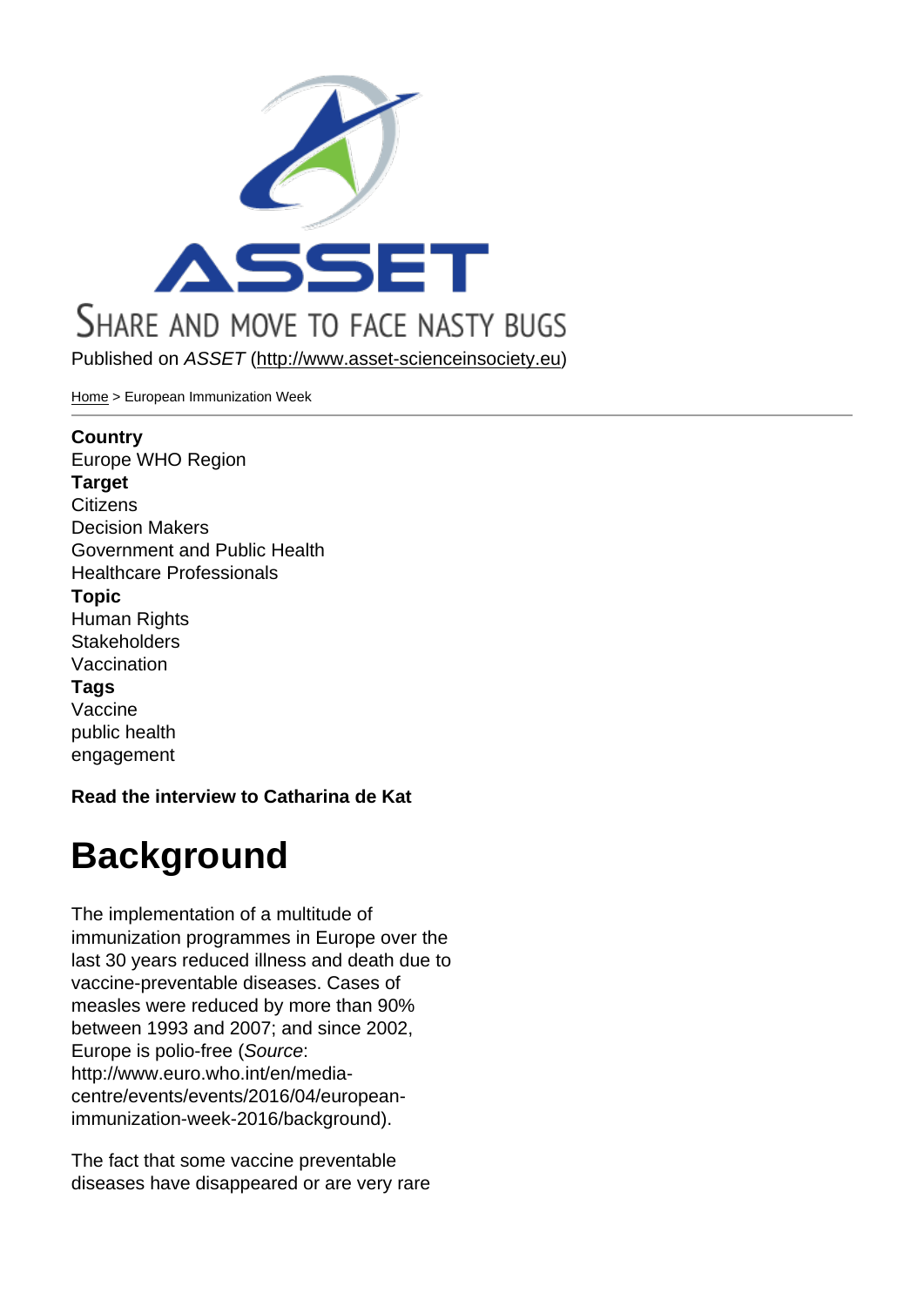ASSET

SHARE AND MOVE TO FACE NASTY BUGS

Published on *ASSET* (http://www.asset-scienceinsociety.eu)

Home > European Immunization Week

**Country**
Europe WHO Region
**Target**
Citizens
Decision Makers
Government and Public Health
Healthcare Professionals
**Topic**
Human Rights
Stakeholders
Vaccination
**Tags**
Vaccine
public health
engagement

**Read the interview to Catharina de Kat**

# Background

The implementation of a multitude of immunization programmes in Europe over the last 30 years reduced illness and death due to vaccine-preventable diseases. Cases of measles were reduced by more than 90% between 1993 and 2007; and since 2002, Europe is polio-free (*Source*: http://www.euro.who.int/en/media-centre/events/events/2016/04/european-immunization-week-2016/background).

The fact that some vaccine preventable diseases have disappeared or are very rare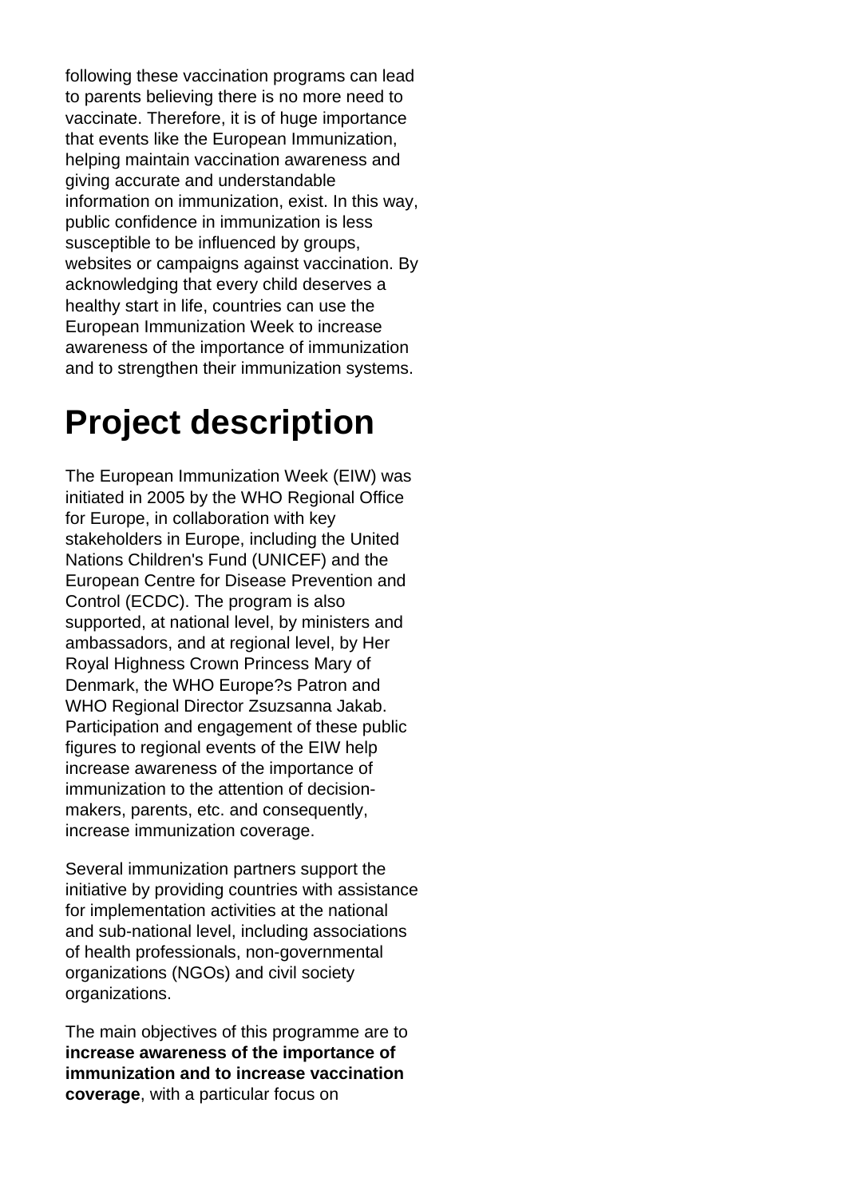following these vaccination programs can lead to parents believing there is no more need to vaccinate. Therefore, it is of huge importance that events like the European Immunization, helping maintain vaccination awareness and giving accurate and understandable information on immunization, exist. In this way, public confidence in immunization is less susceptible to be influenced by groups, websites or campaigns against vaccination. By acknowledging that every child deserves a healthy start in life, countries can use the European Immunization Week to increase awareness of the importance of immunization and to strengthen their immunization systems.

# Project description

The European Immunization Week (EIW) was initiated in 2005 by the WHO Regional Office for Europe, in collaboration with key stakeholders in Europe, including the United Nations Children's Fund (UNICEF) and the European Centre for Disease Prevention and Control (ECDC). The program is also supported, at national level, by ministers and ambassadors, and at regional level, by Her Royal Highness Crown Princess Mary of Denmark, the WHO Europe?s Patron and WHO Regional Director Zsuzsanna Jakab. Participation and engagement of these public figures to regional events of the EIW help increase awareness of the importance of immunization to the attention of decision-makers, parents, etc. and consequently, increase immunization coverage.

Several immunization partners support the initiative by providing countries with assistance for implementation activities at the national and sub-national level, including associations of health professionals, non-governmental organizations (NGOs) and civil society organizations.

The main objectives of this programme are to **increase awareness of the importance of immunization and to increase vaccination coverage**, with a particular focus on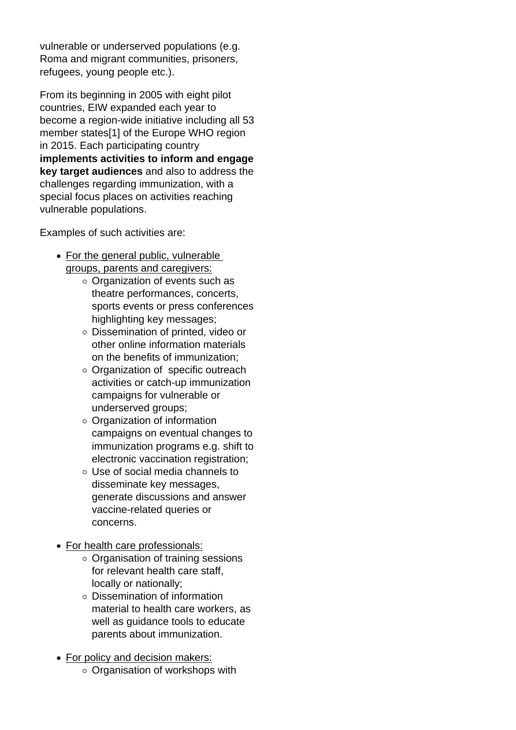vulnerable or underserved populations (e.g. Roma and migrant communities, prisoners, refugees, young people etc.).

From its beginning in 2005 with eight pilot countries, EIW expanded each year to become a region-wide initiative including all 53 member states[1] of the Europe WHO region in 2015. Each participating country **implements activities to inform and engage key target audiences** and also to address the challenges regarding immunization, with a special focus places on activities reaching vulnerable populations.

Examples of such activities are:

- For the general public, vulnerable groups, parents and caregivers:
  - Organization of events such as theatre performances, concerts, sports events or press conferences highlighting key messages;
  - Dissemination of printed, video or other online information materials on the benefits of immunization;
  - Organization of specific outreach activities or catch-up immunization campaigns for vulnerable or underserved groups;
  - Organization of information campaigns on eventual changes to immunization programs e.g. shift to electronic vaccination registration;
  - Use of social media channels to disseminate key messages, generate discussions and answer vaccine-related queries or concerns.

- For health care professionals:
  - Organisation of training sessions for relevant health care staff, locally or nationally;
  - Dissemination of information material to health care workers, as well as guidance tools to educate parents about immunization.

- For policy and decision makers:
  - Organisation of workshops with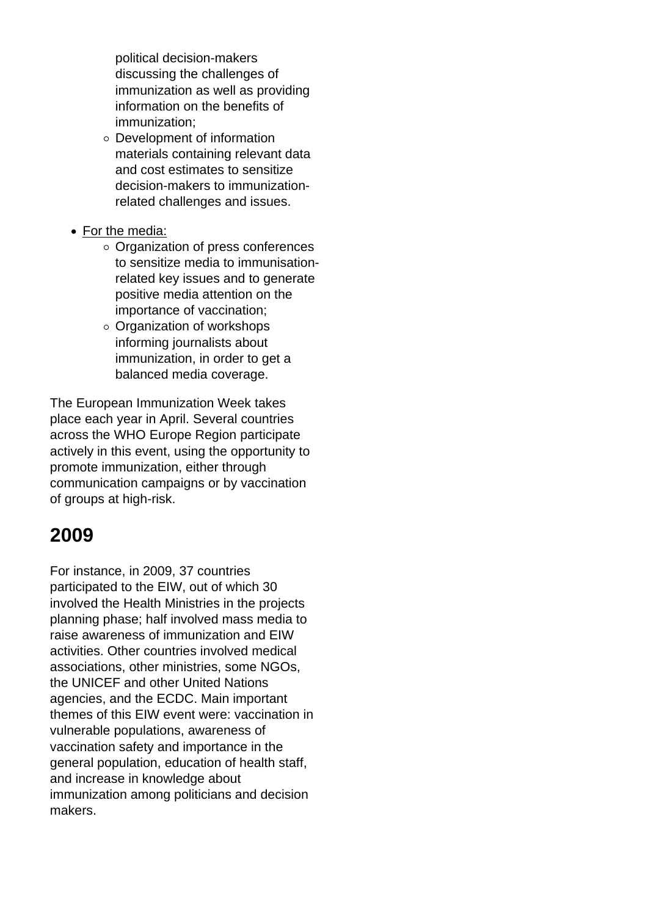political decision-makers discussing the challenges of immunization as well as providing information on the benefits of immunization;
    - Development of information materials containing relevant data and cost estimates to sensitize decision-makers to immunization-related challenges and issues.

- For the media:
    - Organization of press conferences to sensitize media to immunisation-related key issues and to generate positive media attention on the importance of vaccination;
    - Organization of workshops informing journalists about immunization, in order to get a balanced media coverage.

The European Immunization Week takes place each year in April. Several countries across the WHO Europe Region participate actively in this event, using the opportunity to promote immunization, either through communication campaigns or by vaccination of groups at high-risk.

## 2009

For instance, in 2009, 37 countries participated to the EIW, out of which 30 involved the Health Ministries in the projects planning phase; half involved mass media to raise awareness of immunization and EIW activities. Other countries involved medical associations, other ministries, some NGOs, the UNICEF and other United Nations agencies, and the ECDC. Main important themes of this EIW event were: vaccination in vulnerable populations, awareness of vaccination safety and importance in the general population, education of health staff, and increase in knowledge about immunization among politicians and decision makers.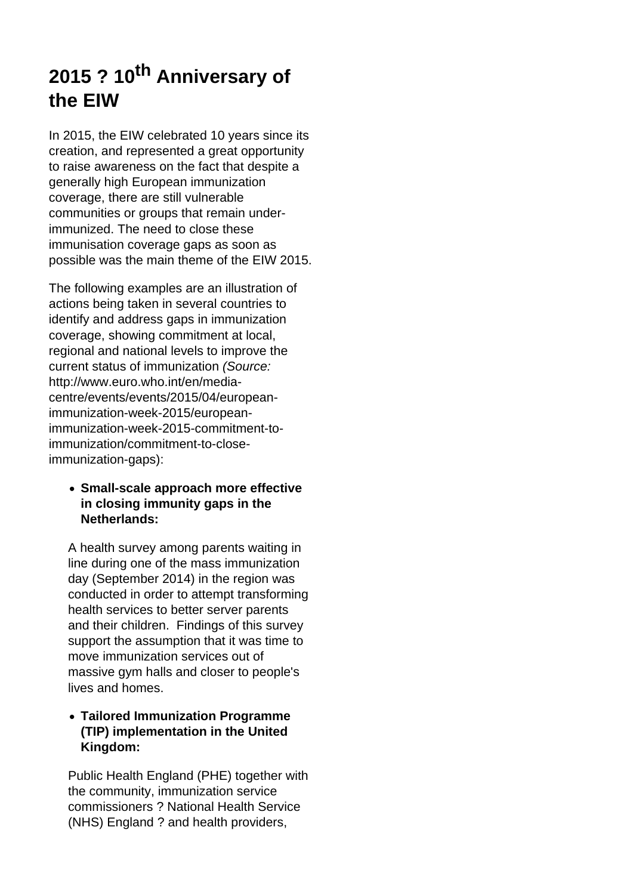# 2015 ? 10th Anniversary of the EIW

In 2015, the EIW celebrated 10 years since its creation, and represented a great opportunity to raise awareness on the fact that despite a generally high European immunization coverage, there are still vulnerable communities or groups that remain under-immunized. The need to close these immunisation coverage gaps as soon as possible was the main theme of the EIW 2015.

The following examples are an illustration of actions being taken in several countries to identify and address gaps in immunization coverage, showing commitment at local, regional and national levels to improve the current status of immunization *(Source:* http://www.euro.who.int/en/media-centre/events/events/2015/04/european-immunization-week-2015/european-immunization-week-2015-commitment-to-immunization/commitment-to-close-immunization-gaps):

- **Small-scale approach more effective in closing immunity gaps in the Netherlands:**

  A health survey among parents waiting in line during one of the mass immunization day (September 2014) in the region was conducted in order to attempt transforming health services to better server parents and their children. Findings of this survey support the assumption that it was time to move immunization services out of massive gym halls and closer to people's lives and homes.

- **Tailored Immunization Programme (TIP) implementation in the United Kingdom:**

  Public Health England (PHE) together with the community, immunization service commissioners ? National Health Service (NHS) England ? and health providers,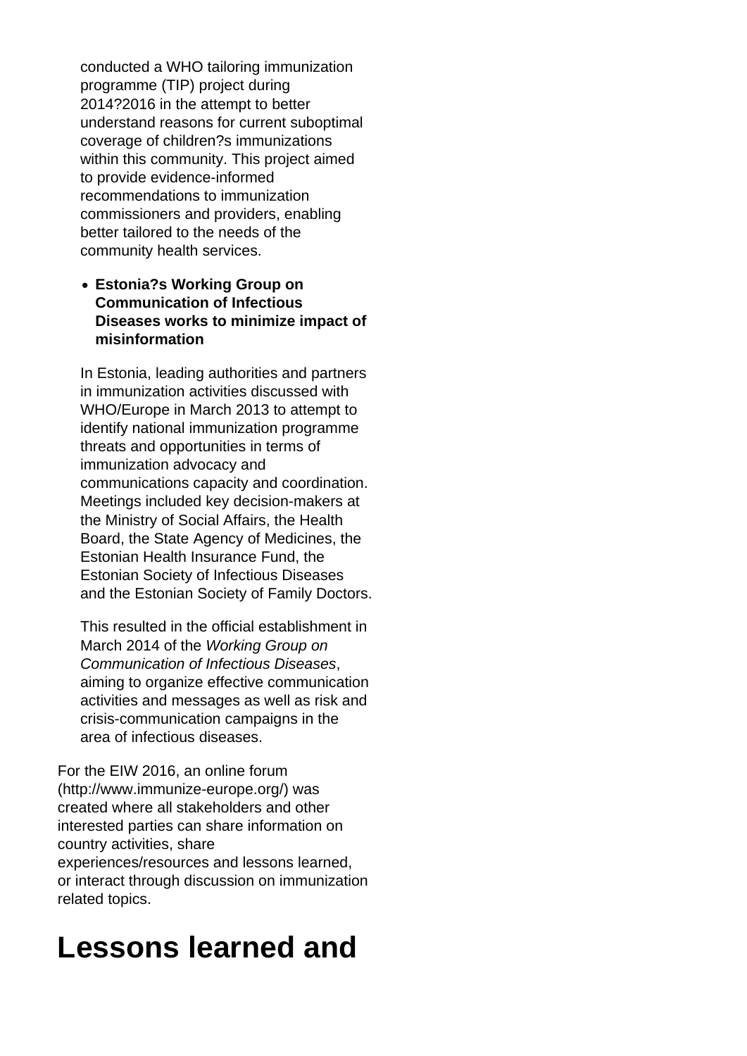conducted a WHO tailoring immunization programme (TIP) project during 2014?2016 in the attempt to better understand reasons for current suboptimal coverage of children?s immunizations within this community. This project aimed to provide evidence-informed recommendations to immunization commissioners and providers, enabling better tailored to the needs of the community health services.

- **Estonia?s Working Group on Communication of Infectious Diseases works to minimize impact of misinformation**

  In Estonia, leading authorities and partners in immunization activities discussed with WHO/Europe in March 2013 to attempt to identify national immunization programme threats and opportunities in terms of immunization advocacy and communications capacity and coordination. Meetings included key decision-makers at the Ministry of Social Affairs, the Health Board, the State Agency of Medicines, the Estonian Health Insurance Fund, the Estonian Society of Infectious Diseases and the Estonian Society of Family Doctors.

  This resulted in the official establishment in March 2014 of the *Working Group on Communication of Infectious Diseases*, aiming to organize effective communication activities and messages as well as risk and crisis-communication campaigns in the area of infectious diseases.

For the EIW 2016, an online forum (http://www.immunize-europe.org/) was created where all stakeholders and other interested parties can share information on country activities, share experiences/resources and lessons learned, or interact through discussion on immunization related topics.

# Lessons learned and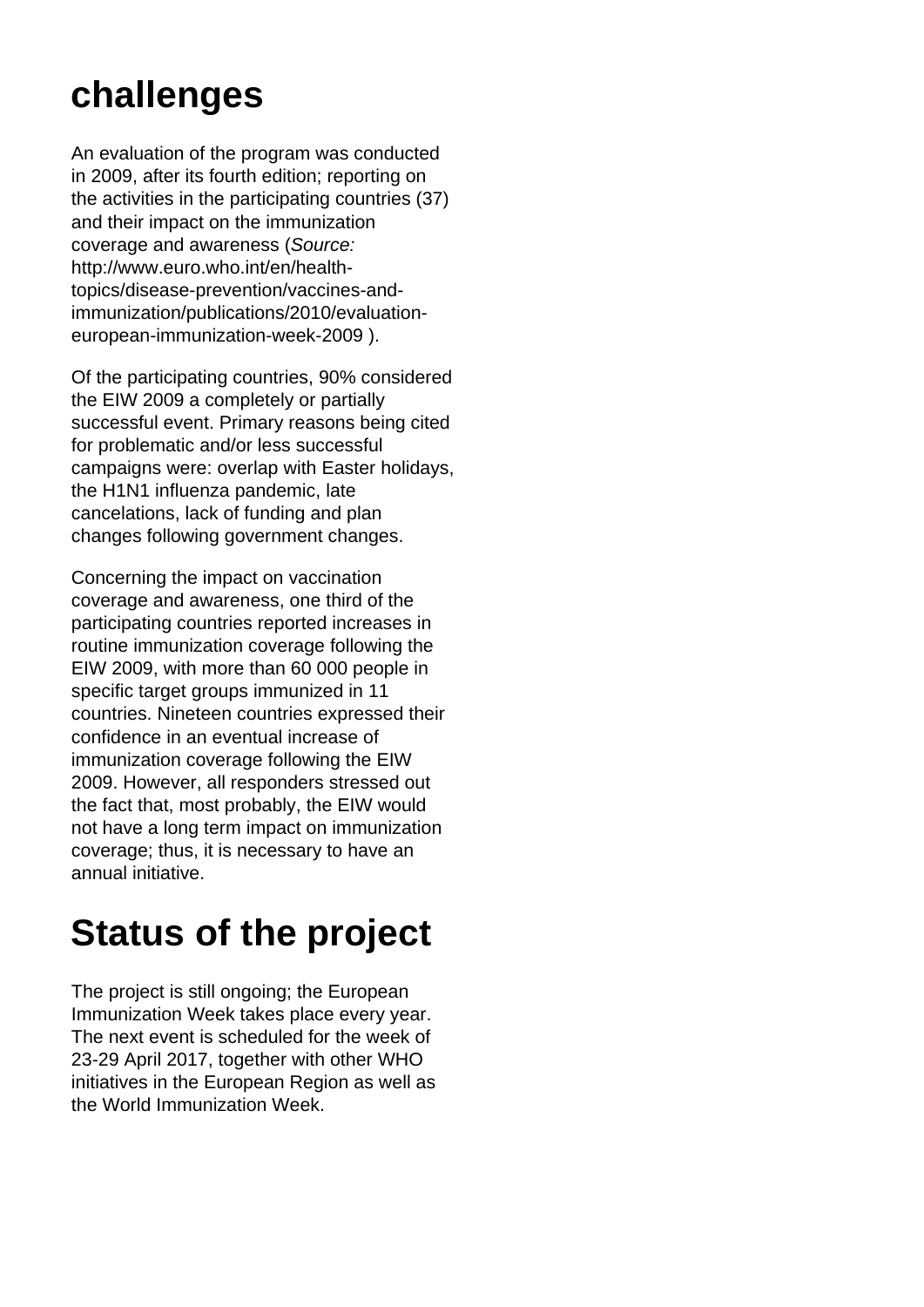## challenges

An evaluation of the program was conducted in 2009, after its fourth edition; reporting on the activities in the participating countries (37) and their impact on the immunization coverage and awareness (*Source:* http://www.euro.who.int/en/health-topics/disease-prevention/vaccines-and-immunization/publications/2010/evaluation-european-immunization-week-2009 ).

Of the participating countries, 90% considered the EIW 2009 a completely or partially successful event. Primary reasons being cited for problematic and/or less successful campaigns were: overlap with Easter holidays, the H1N1 influenza pandemic, late cancelations, lack of funding and plan changes following government changes.

Concerning the impact on vaccination coverage and awareness, one third of the participating countries reported increases in routine immunization coverage following the EIW 2009, with more than 60 000 people in specific target groups immunized in 11 countries. Nineteen countries expressed their confidence in an eventual increase of immunization coverage following the EIW 2009. However, all responders stressed out the fact that, most probably, the EIW would not have a long term impact on immunization coverage; thus, it is necessary to have an annual initiative.

## Status of the project

The project is still ongoing; the European Immunization Week takes place every year. The next event is scheduled for the week of 23-29 April 2017, together with other WHO initiatives in the European Region as well as the World Immunization Week.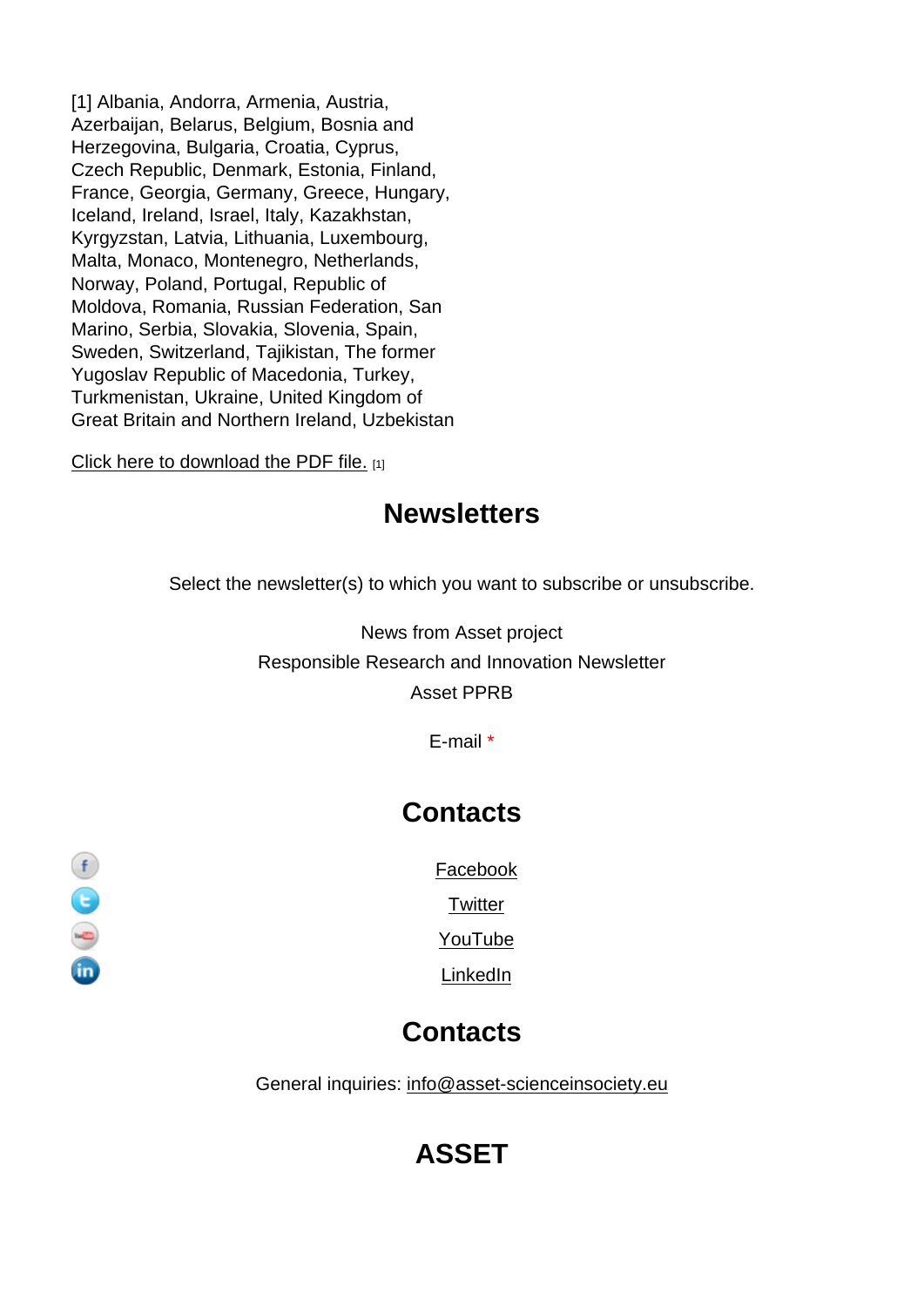[1] Albania, Andorra, Armenia, Austria, Azerbaijan, Belarus, Belgium, Bosnia and Herzegovina, Bulgaria, Croatia, Cyprus, Czech Republic, Denmark, Estonia, Finland, France, Georgia, Germany, Greece, Hungary, Iceland, Ireland, Israel, Italy, Kazakhstan, Kyrgyzstan, Latvia, Lithuania, Luxembourg, Malta, Monaco, Montenegro, Netherlands, Norway, Poland, Portugal, Republic of Moldova, Romania, Russian Federation, San Marino, Serbia, Slovakia, Slovenia, Spain, Sweden, Switzerland, Tajikistan, The former Yugoslav Republic of Macedonia, Turkey, Turkmenistan, Ukraine, United Kingdom of Great Britain and Northern Ireland, Uzbekistan

Click here to download the PDF file. [1]

## Newsletters

Select the newsletter(s) to which you want to subscribe or unsubscribe.

News from Asset project

Responsible Research and Innovation Newsletter

Asset PPRB

E-mail *

## Contacts

Facebook

Twitter

YouTube

LinkedIn

## Contacts

General inquiries: info@asset-scienceinsociety.eu

## ASSET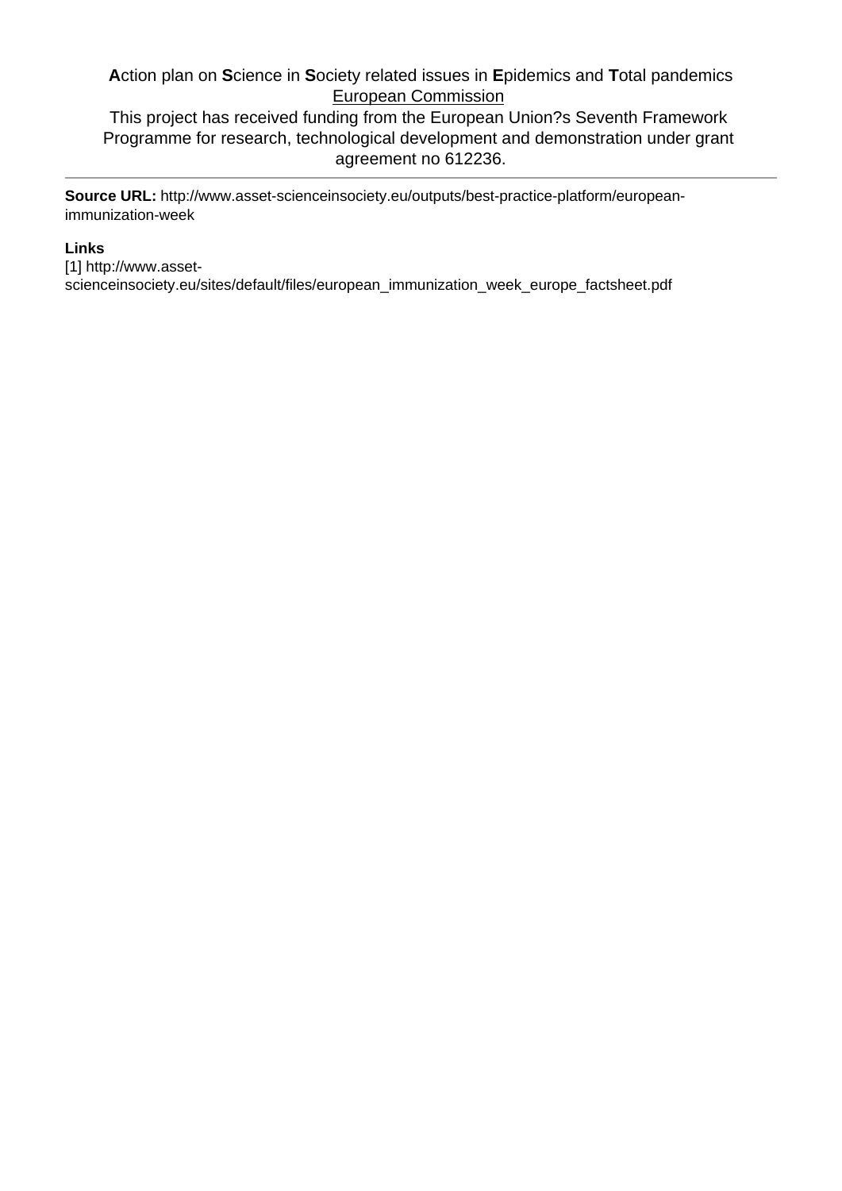**A**ction plan on **S**cience in **S**ociety related issues in **E**pidemics and **T**otal pandemics
European Commission
This project has received funding from the European Union?s Seventh Framework Programme for research, technological development and demonstration under grant agreement no 612236.

---

**Source URL:** http://www.asset-scienceinsociety.eu/outputs/best-practice-platform/european-immunization-week

**Links**
[1] http://www.asset-scienceinsociety.eu/sites/default/files/european_immunization_week_europe_factsheet.pdf